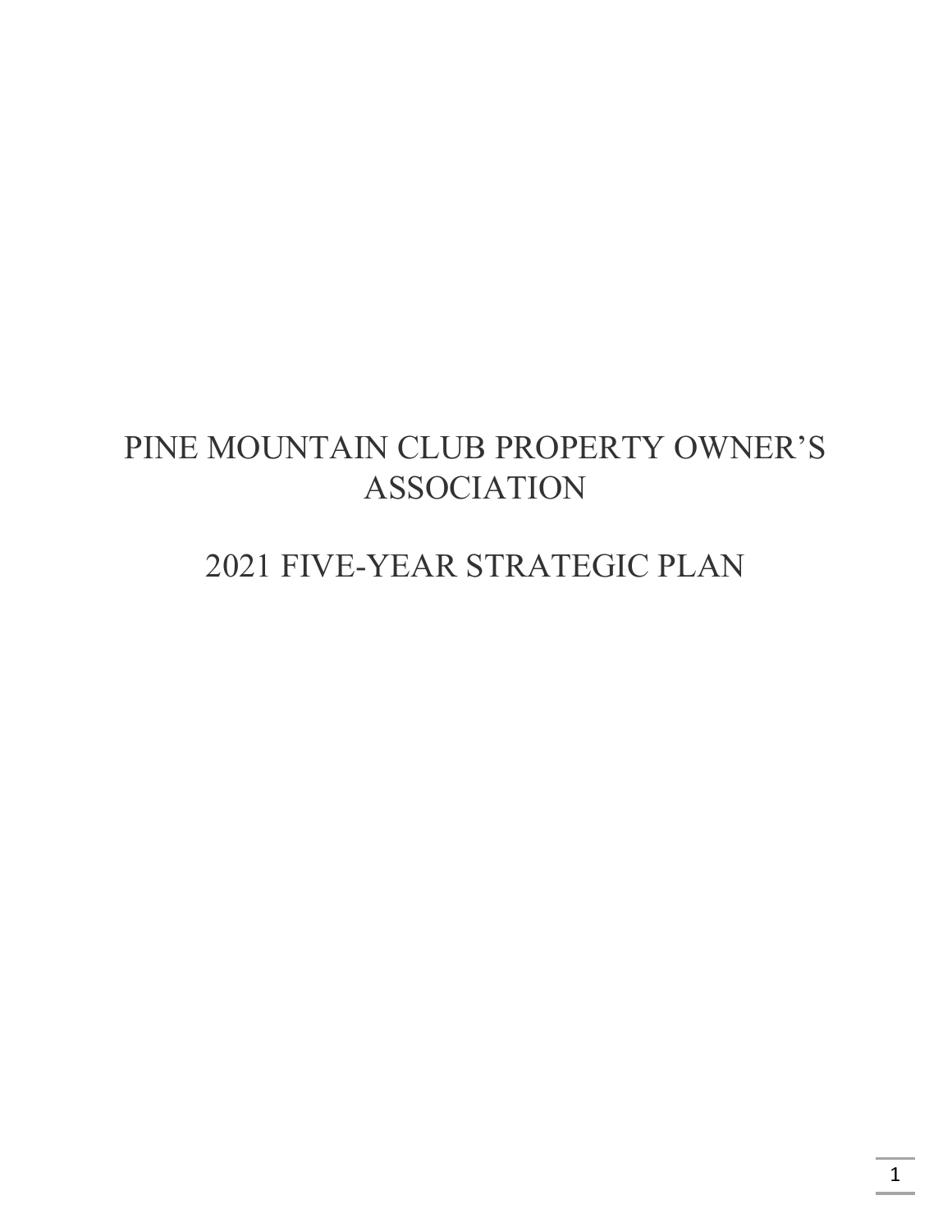# PINE MOUNTAIN CLUB PROPERTY OWNER'S ASSOCIATION

# 2021 FIVE-YEAR STRATEGIC PLAN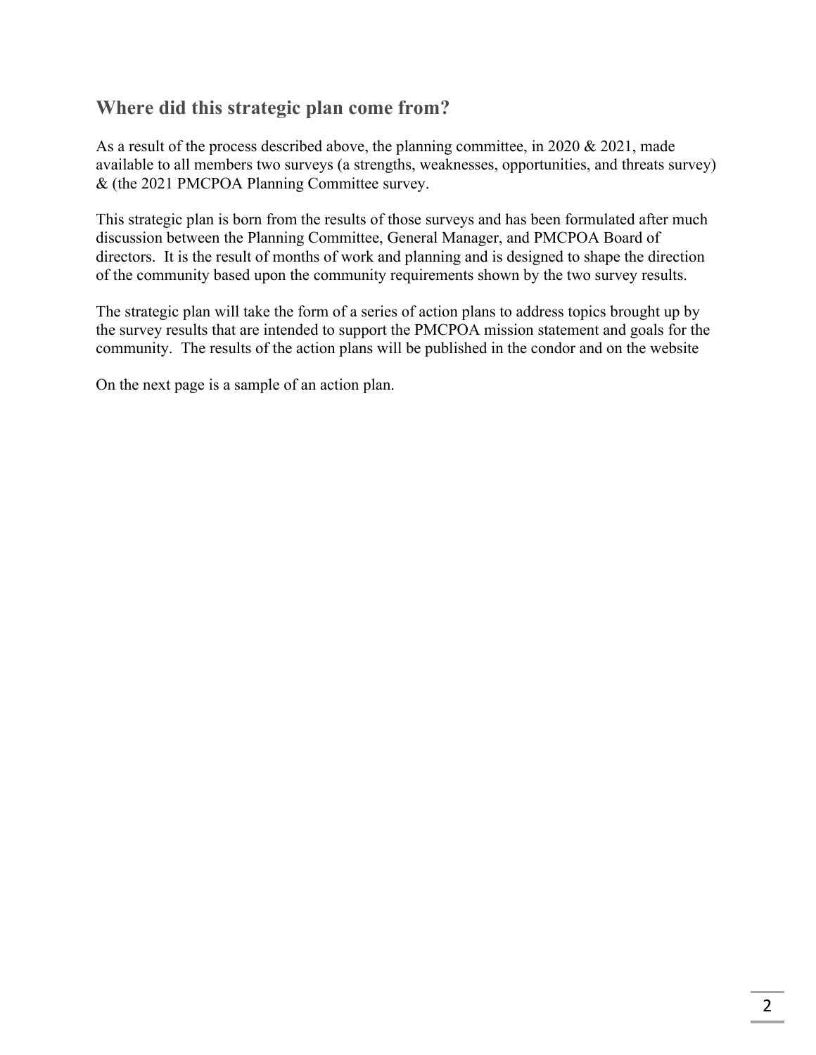## Where did this strategic plan come from?

As a result of the process described above, the planning committee, in 2020 & 2021, made available to all members two surveys (a strengths, weaknesses, opportunities, and threats survey) & (the 2021 PMCPOA Planning Committee survey.

This strategic plan is born from the results of those surveys and has been formulated after much discussion between the Planning Committee, General Manager, and PMCPOA Board of directors. It is the result of months of work and planning and is designed to shape the direction of the community based upon the community requirements shown by the two survey results.

The strategic plan will take the form of a series of action plans to address topics brought up by the survey results that are intended to support the PMCPOA mission statement and goals for the community. The results of the action plans will be published in the condor and on the website

On the next page is a sample of an action plan.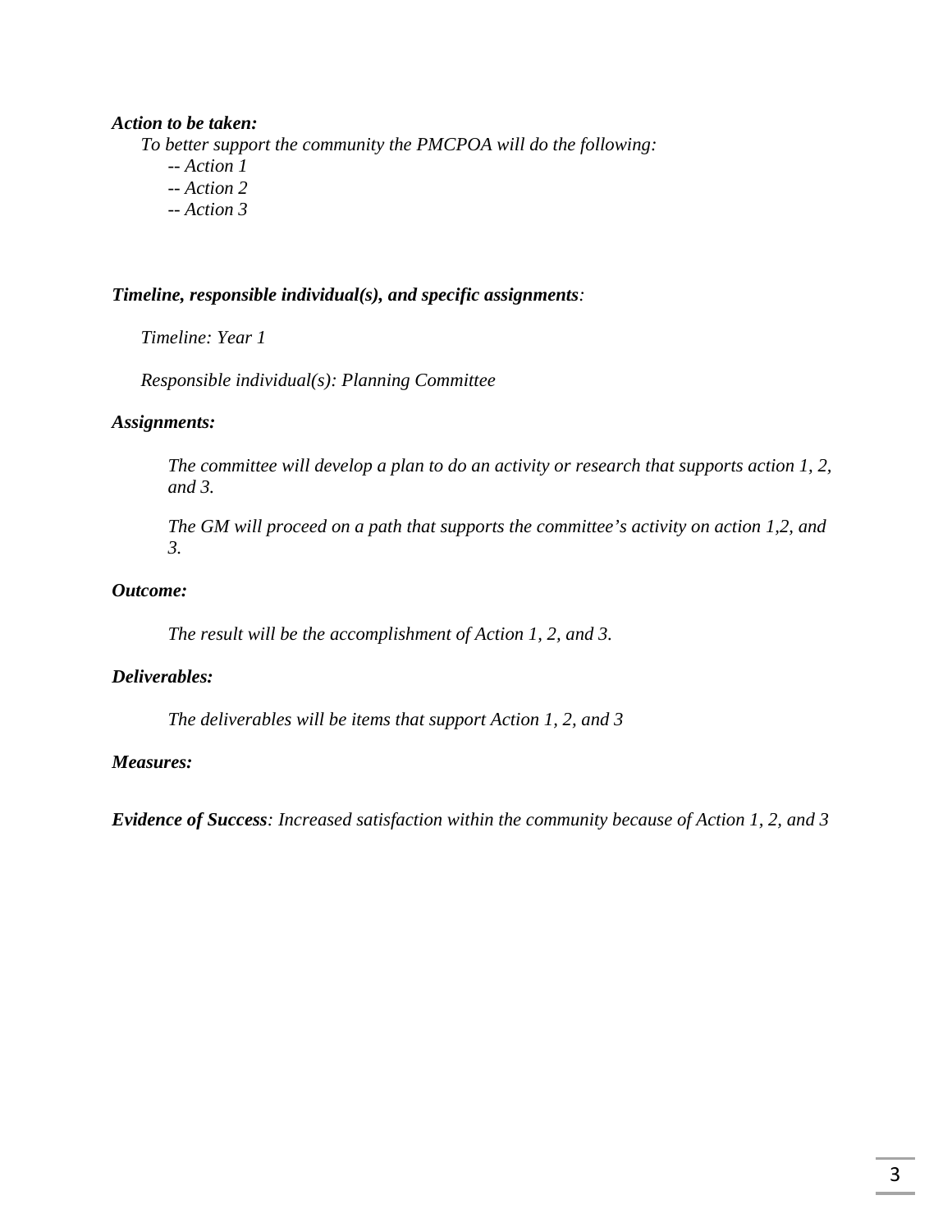***Action to be taken:***

*To better support the community the PMCPOA will do the following:*

*-- Action 1*
*-- Action 2*
*-- Action 3*

***Timeline, responsible individual(s), and specific assignments****:*

*Timeline: Year 1*

*Responsible individual(s): Planning Committee*

***Assignments:***

*The committee will develop a plan to do an activity or research that supports action 1, 2, and 3.*

*The GM will proceed on a path that supports the committee's activity on action 1,2, and 3.*

***Outcome:***

*The result will be the accomplishment of Action 1, 2, and 3.*

***Deliverables:***

*The deliverables will be items that support Action 1, 2, and 3*

***Measures:***

***Evidence of Success****: Increased satisfaction within the community because of Action 1, 2, and 3*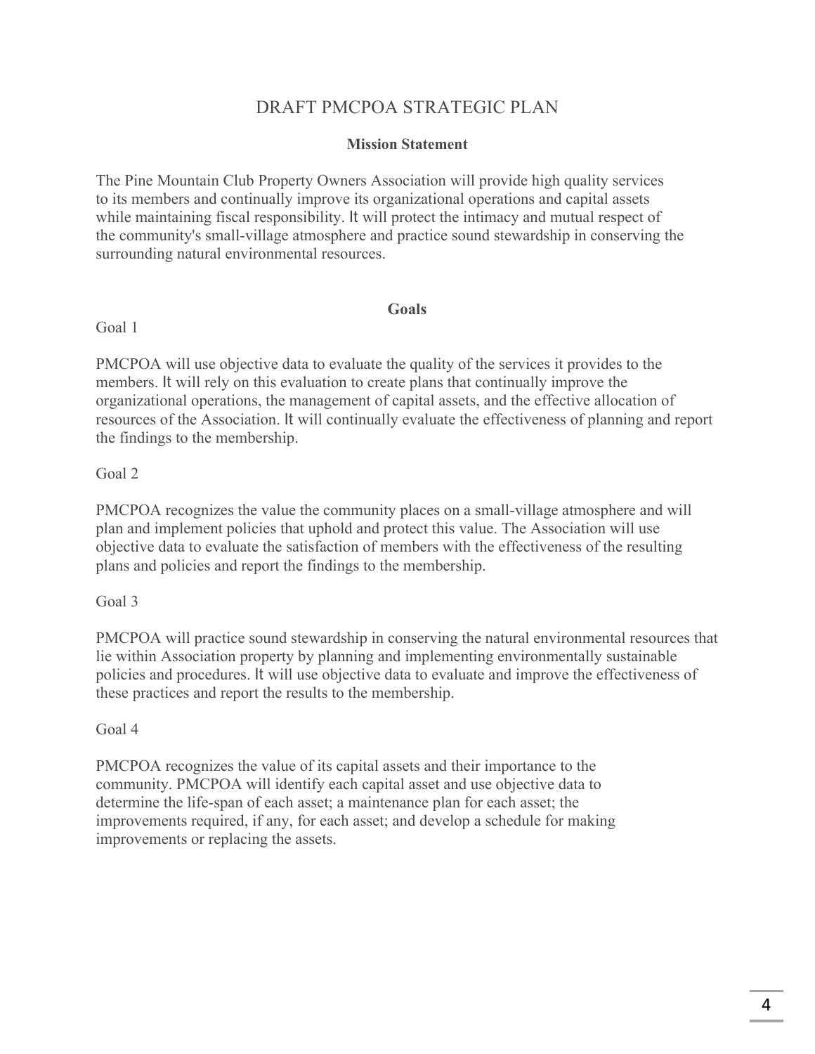# DRAFT PMCPOA STRATEGIC PLAN

## Mission Statement

The Pine Mountain Club Property Owners Association will provide high quality services to its members and continually improve its organizational operations and capital assets while maintaining fiscal responsibility. It will protect the intimacy and mutual respect of the community's small-village atmosphere and practice sound stewardship in conserving the surrounding natural environmental resources.

## Goals

Goal 1

PMCPOA will use objective data to evaluate the quality of the services it provides to the members. It will rely on this evaluation to create plans that continually improve the organizational operations, the management of capital assets, and the effective allocation of resources of the Association. It will continually evaluate the effectiveness of planning and report the findings to the membership.

Goal 2

PMCPOA recognizes the value the community places on a small-village atmosphere and will plan and implement policies that uphold and protect this value. The Association will use objective data to evaluate the satisfaction of members with the effectiveness of the resulting plans and policies and report the findings to the membership.

Goal 3

PMCPOA will practice sound stewardship in conserving the natural environmental resources that lie within Association property by planning and implementing environmentally sustainable policies and procedures. It will use objective data to evaluate and improve the effectiveness of these practices and report the results to the membership.

Goal 4

PMCPOA recognizes the value of its capital assets and their importance to the community. PMCPOA will identify each capital asset and use objective data to determine the life-span of each asset; a maintenance plan for each asset; the improvements required, if any, for each asset; and develop a schedule for making improvements or replacing the assets.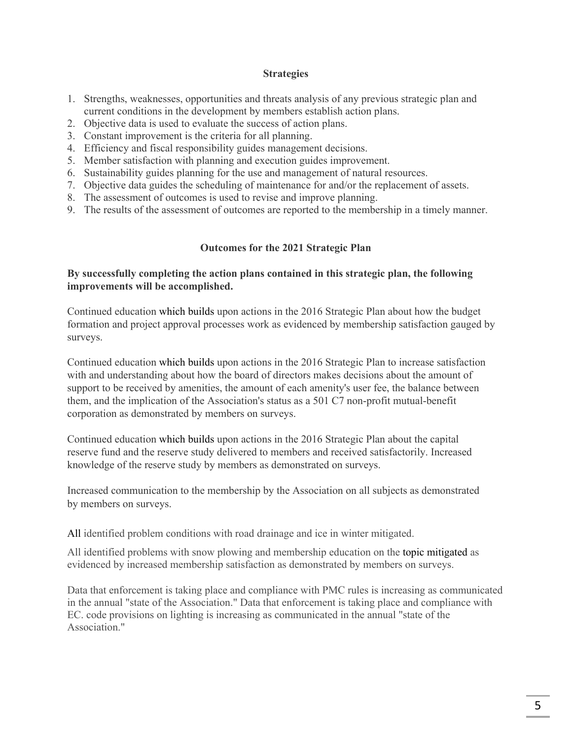**Strategies**

1. Strengths, weaknesses, opportunities and threats analysis of any previous strategic plan and current conditions in the development by members establish action plans.
2. Objective data is used to evaluate the success of action plans.
3. Constant improvement is the criteria for all planning.
4. Efficiency and fiscal responsibility guides management decisions.
5. Member satisfaction with planning and execution guides improvement.
6. Sustainability guides planning for the use and management of natural resources.
7. Objective data guides the scheduling of maintenance for and/or the replacement of assets.
8. The assessment of outcomes is used to revise and improve planning.
9. The results of the assessment of outcomes are reported to the membership in a timely manner.

**Outcomes for the 2021 Strategic Plan**

**By successfully completing the action plans contained in this strategic plan, the following improvements will be accomplished.**

Continued education which builds upon actions in the 2016 Strategic Plan about how the budget formation and project approval processes work as evidenced by membership satisfaction gauged by surveys.

Continued education which builds upon actions in the 2016 Strategic Plan to increase satisfaction with and understanding about how the board of directors makes decisions about the amount of support to be received by amenities, the amount of each amenity's user fee, the balance between them, and the implication of the Association's status as a 501 C7 non-profit mutual-benefit corporation as demonstrated by members on surveys.

Continued education which builds upon actions in the 2016 Strategic Plan about the capital reserve fund and the reserve study delivered to members and received satisfactorily. Increased knowledge of the reserve study by members as demonstrated on surveys.

Increased communication to the membership by the Association on all subjects as demonstrated by members on surveys.

All identified problem conditions with road drainage and ice in winter mitigated.

All identified problems with snow plowing and membership education on the topic mitigated as evidenced by increased membership satisfaction as demonstrated by members on surveys.

Data that enforcement is taking place and compliance with PMC rules is increasing as communicated in the annual "state of the Association." Data that enforcement is taking place and compliance with EC. code provisions on lighting is increasing as communicated in the annual "state of the Association."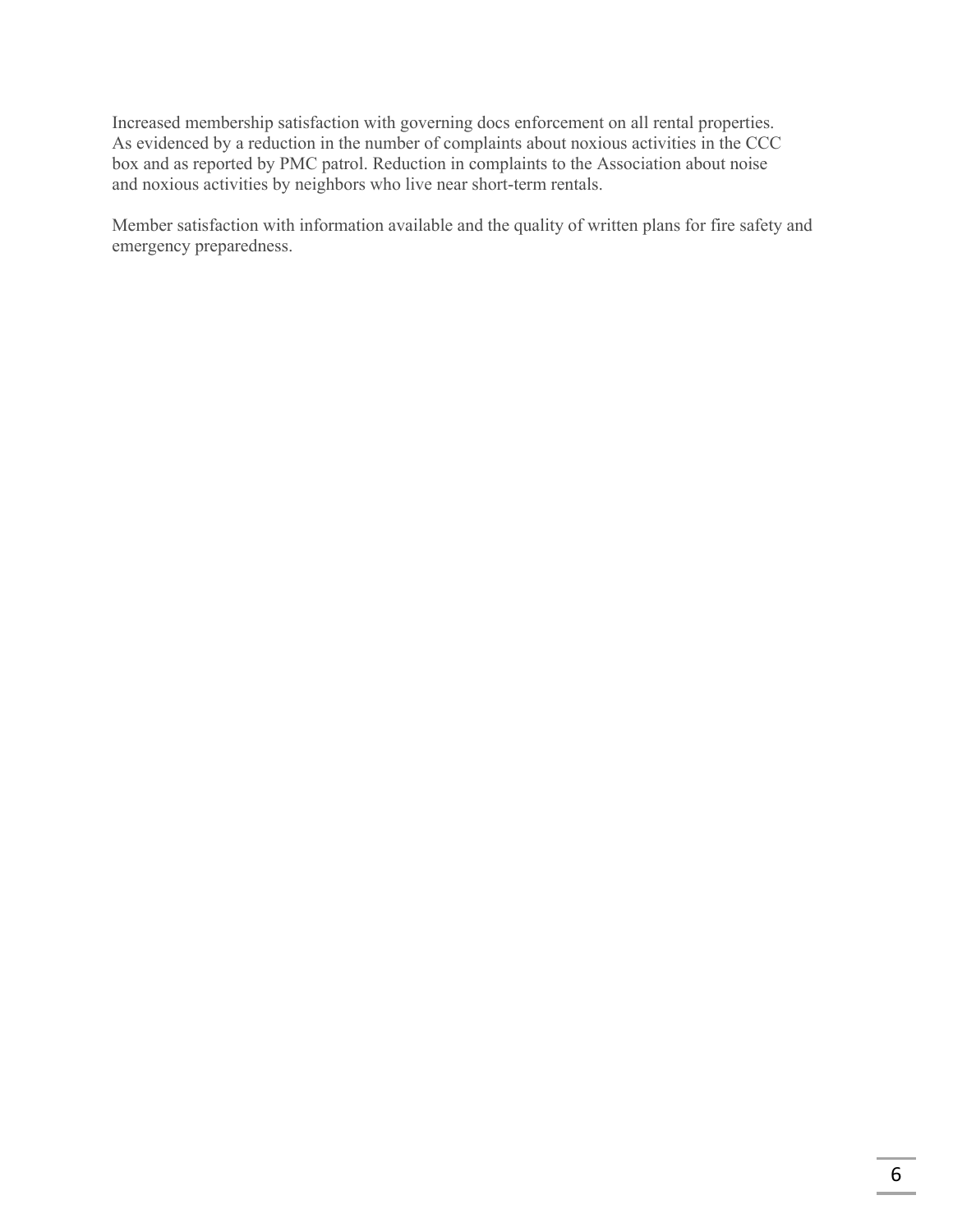Increased membership satisfaction with governing docs enforcement on all rental properties. As evidenced by a reduction in the number of complaints about noxious activities in the CCC box and as reported by PMC patrol. Reduction in complaints to the Association about noise and noxious activities by neighbors who live near short-term rentals.

Member satisfaction with information available and the quality of written plans for fire safety and emergency preparedness.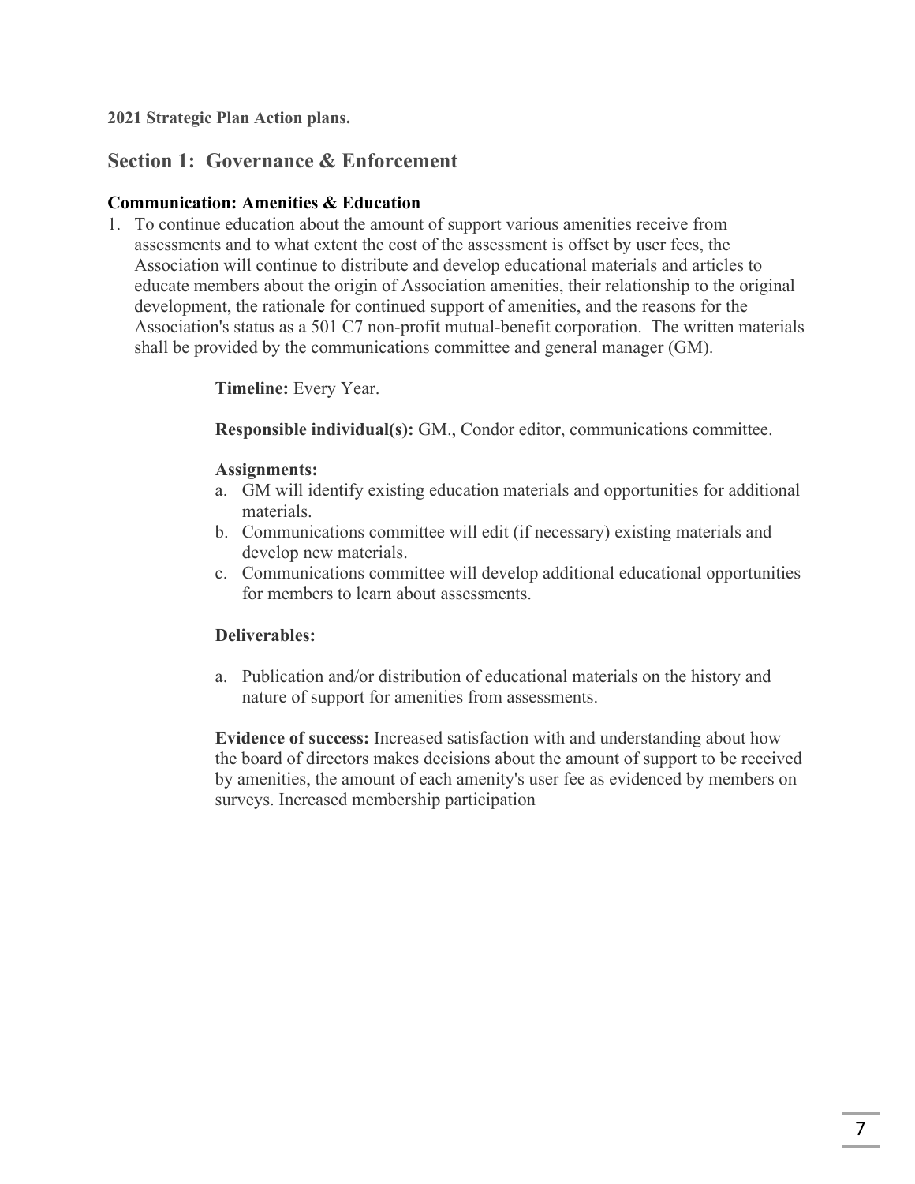**2021 Strategic Plan Action plans.**

## Section 1: Governance & Enforcement

**Communication: Amenities & Education**

1. To continue education about the amount of support various amenities receive from assessments and to what extent the cost of the assessment is offset by user fees, the Association will continue to distribute and develop educational materials and articles to educate members about the origin of Association amenities, their relationship to the original development, the rationale for continued support of amenities, and the reasons for the Association's status as a 501 C7 non-profit mutual-benefit corporation. The written materials shall be provided by the communications committee and general manager (GM).

   **Timeline:** Every Year.

   **Responsible individual(s):** GM., Condor editor, communications committee.

   **Assignments:**

   a. GM will identify existing education materials and opportunities for additional materials.
   b. Communications committee will edit (if necessary) existing materials and develop new materials.
   c. Communications committee will develop additional educational opportunities for members to learn about assessments.

   **Deliverables:**

   a. Publication and/or distribution of educational materials on the history and nature of support for amenities from assessments.

   **Evidence of success:** Increased satisfaction with and understanding about how the board of directors makes decisions about the amount of support to be received by amenities, the amount of each amenity's user fee as evidenced by members on surveys. Increased membership participation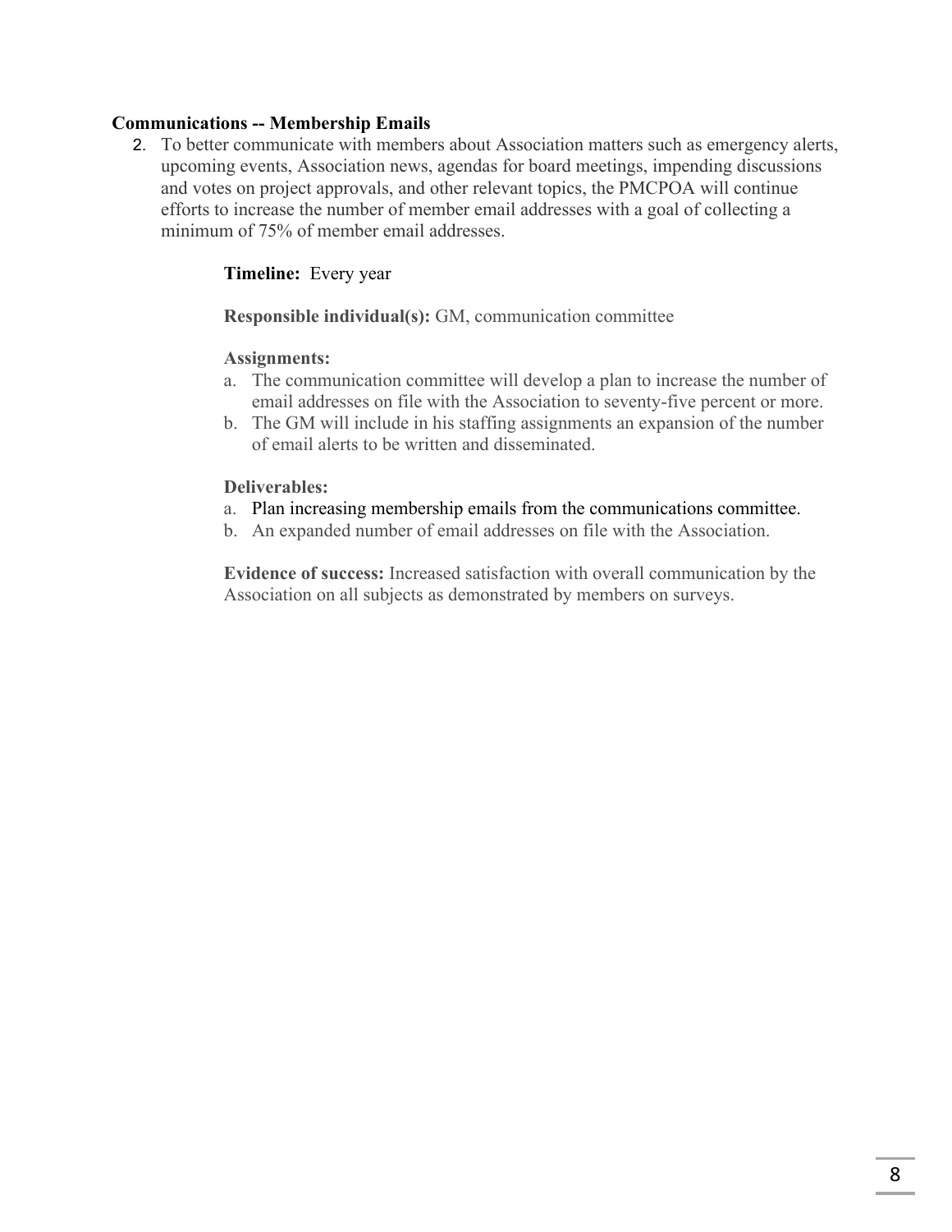**Communications -- Membership Emails**

2. To better communicate with members about Association matters such as emergency alerts, upcoming events, Association news, agendas for board meetings, impending discussions and votes on project approvals, and other relevant topics, the PMCPOA will continue efforts to increase the number of member email addresses with a goal of collecting a minimum of 75% of member email addresses.

    **Timeline:** Every year

    **Responsible individual(s):** GM, communication committee

    **Assignments:**

    a. The communication committee will develop a plan to increase the number of email addresses on file with the Association to seventy-five percent or more.
    b. The GM will include in his staffing assignments an expansion of the number of email alerts to be written and disseminated.

    **Deliverables:**

    a. Plan increasing membership emails from the communications committee.
    b. An expanded number of email addresses on file with the Association.

    **Evidence of success:** Increased satisfaction with overall communication by the Association on all subjects as demonstrated by members on surveys.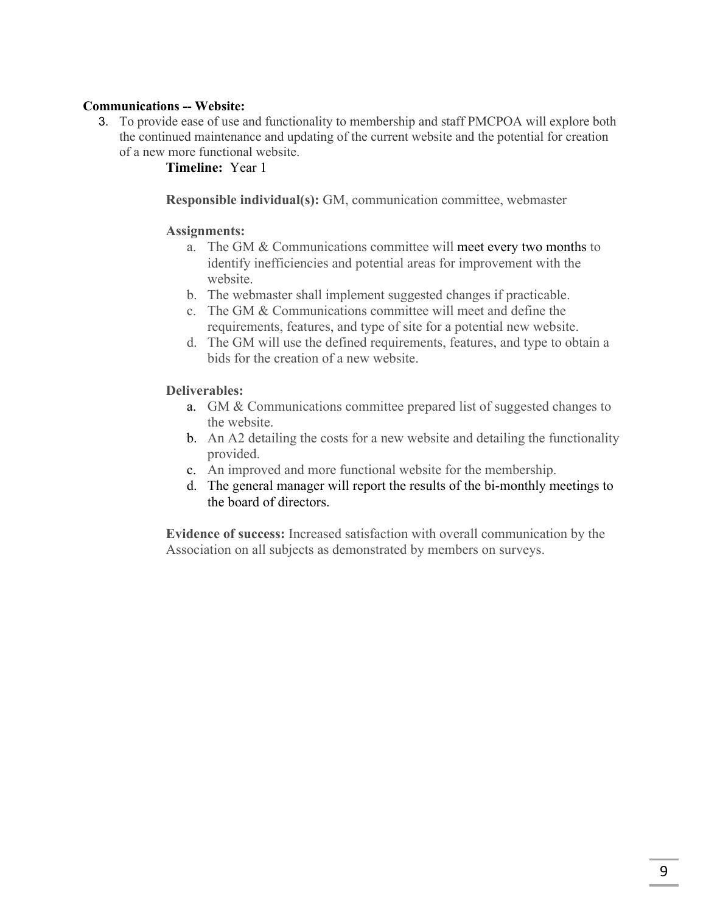**Communications -- Website:**

3. To provide ease of use and functionality to membership and staff PMCPOA will explore both the continued maintenance and updating of the current website and the potential for creation of a new more functional website.

   **Timeline:** Year 1

   **Responsible individual(s):** GM, communication committee, webmaster

   **Assignments:**

   a. The GM & Communications committee will meet every two months to identify inefficiencies and potential areas for improvement with the website.
   b. The webmaster shall implement suggested changes if practicable.
   c. The GM & Communications committee will meet and define the requirements, features, and type of site for a potential new website.
   d. The GM will use the defined requirements, features, and type to obtain a bids for the creation of a new website.

   **Deliverables:**

   a. GM & Communications committee prepared list of suggested changes to the website.
   b. An A2 detailing the costs for a new website and detailing the functionality provided.
   c. An improved and more functional website for the membership.
   d. The general manager will report the results of the bi-monthly meetings to the board of directors.

   **Evidence of success:** Increased satisfaction with overall communication by the Association on all subjects as demonstrated by members on surveys.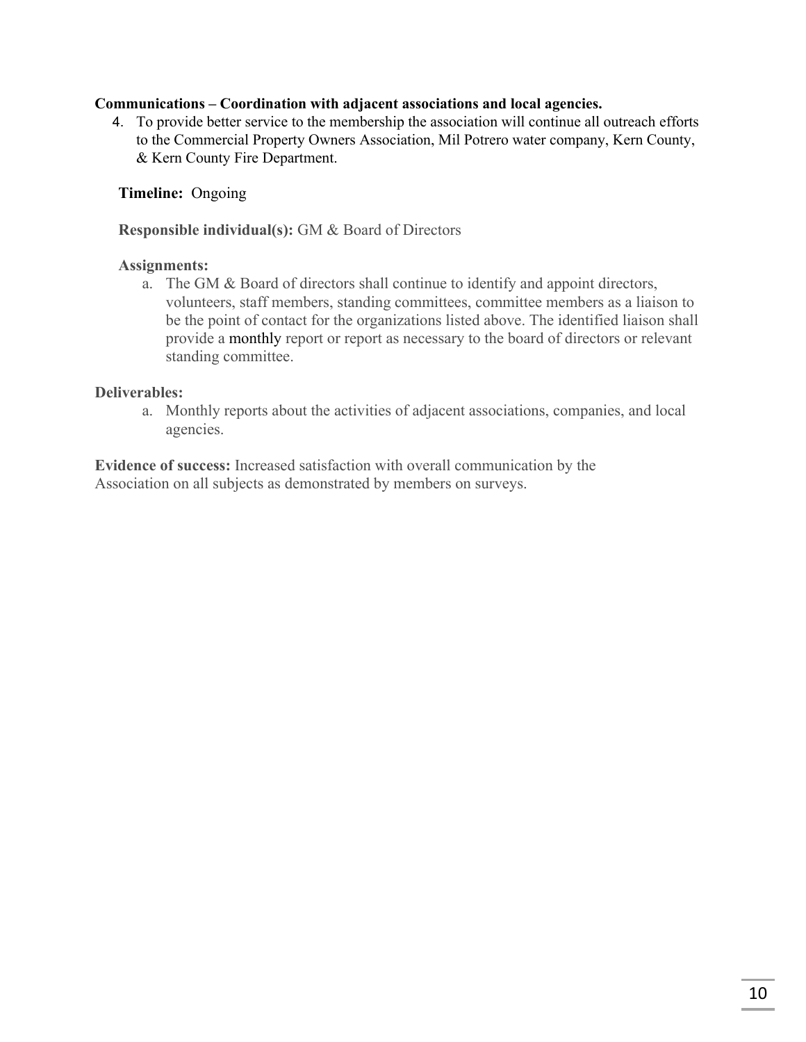**Communications – Coordination with adjacent associations and local agencies.**

4. To provide better service to the membership the association will continue all outreach efforts to the Commercial Property Owners Association, Mil Potrero water company, Kern County, & Kern County Fire Department.

   **Timeline:** Ongoing

   **Responsible individual(s):** GM & Board of Directors

   **Assignments:**

   a. The GM & Board of directors shall continue to identify and appoint directors, volunteers, staff members, standing committees, committee members as a liaison to be the point of contact for the organizations listed above. The identified liaison shall provide a monthly report or report as necessary to the board of directors or relevant standing committee.

**Deliverables:**

a. Monthly reports about the activities of adjacent associations, companies, and local agencies.

**Evidence of success:** Increased satisfaction with overall communication by the Association on all subjects as demonstrated by members on surveys.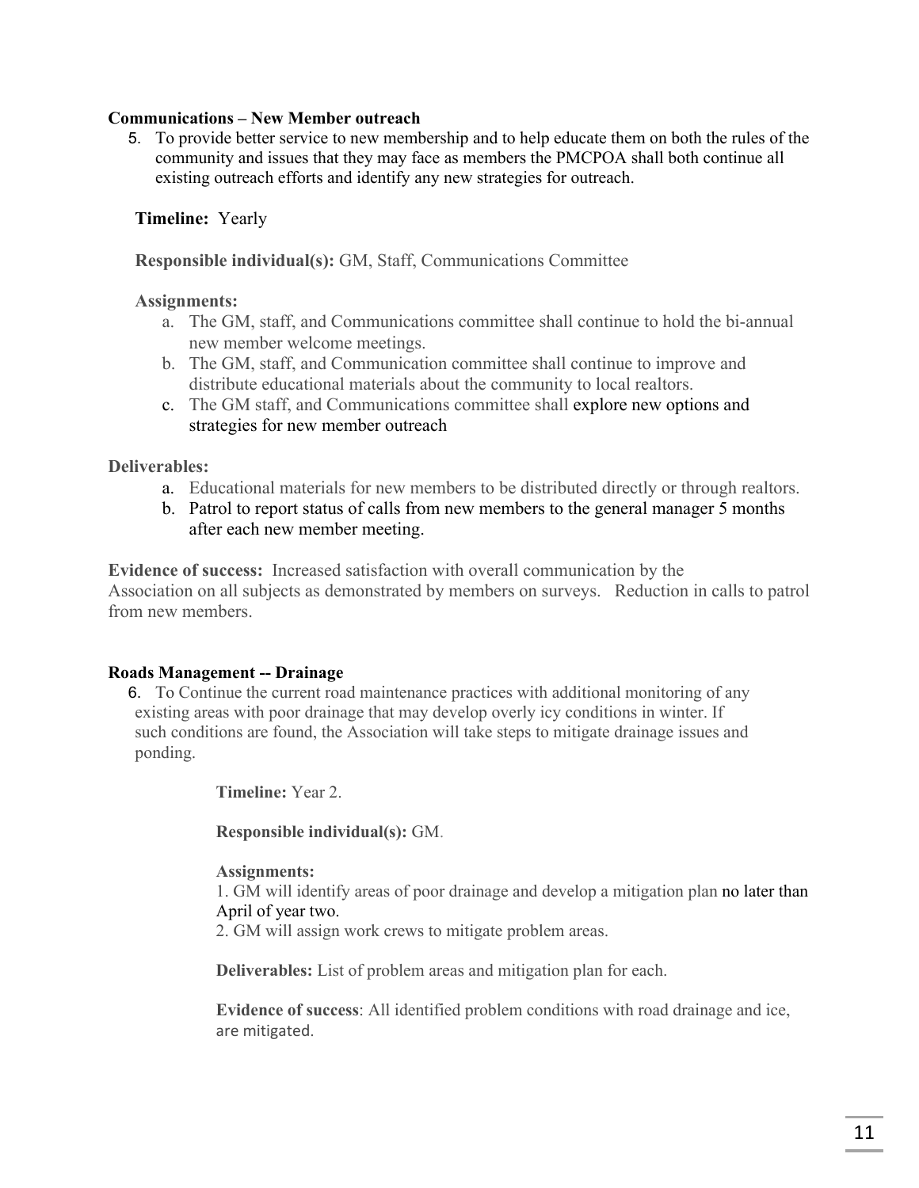**Communications – New Member outreach**

5. To provide better service to new membership and to help educate them on both the rules of the community and issues that they may face as members the PMCPOA shall both continue all existing outreach efforts and identify any new strategies for outreach.

**Timeline:** Yearly

**Responsible individual(s):** GM, Staff, Communications Committee

**Assignments:**

a. The GM, staff, and Communications committee shall continue to hold the bi-annual new member welcome meetings.
b. The GM, staff, and Communication committee shall continue to improve and distribute educational materials about the community to local realtors.
c. The GM staff, and Communications committee shall explore new options and strategies for new member outreach

**Deliverables:**

a. Educational materials for new members to be distributed directly or through realtors.
b. Patrol to report status of calls from new members to the general manager 5 months after each new member meeting.

**Evidence of success:** Increased satisfaction with overall communication by the Association on all subjects as demonstrated by members on surveys. Reduction in calls to patrol from new members.

**Roads Management -- Drainage**

6. To Continue the current road maintenance practices with additional monitoring of any existing areas with poor drainage that may develop overly icy conditions in winter. If such conditions are found, the Association will take steps to mitigate drainage issues and ponding.

**Timeline:** Year 2.

**Responsible individual(s):** GM.

**Assignments:**

1. GM will identify areas of poor drainage and develop a mitigation plan no later than April of year two.
2. GM will assign work crews to mitigate problem areas.

**Deliverables:** List of problem areas and mitigation plan for each.

**Evidence of success**: All identified problem conditions with road drainage and ice, are mitigated.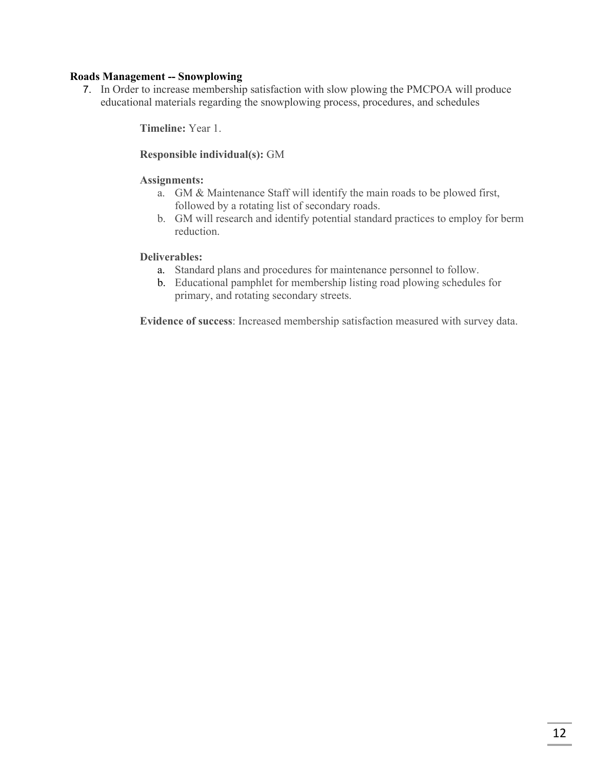**Roads Management -- Snowplowing**

7. In Order to increase membership satisfaction with slow plowing the PMCPOA will produce educational materials regarding the snowplowing process, procedures, and schedules

    **Timeline:** Year 1.

    **Responsible individual(s):** GM

    **Assignments:**

    a. GM & Maintenance Staff will identify the main roads to be plowed first, followed by a rotating list of secondary roads.
    b. GM will research and identify potential standard practices to employ for berm reduction.

    **Deliverables:**

    a. Standard plans and procedures for maintenance personnel to follow.
    b. Educational pamphlet for membership listing road plowing schedules for primary, and rotating secondary streets.

    **Evidence of success**: Increased membership satisfaction measured with survey data.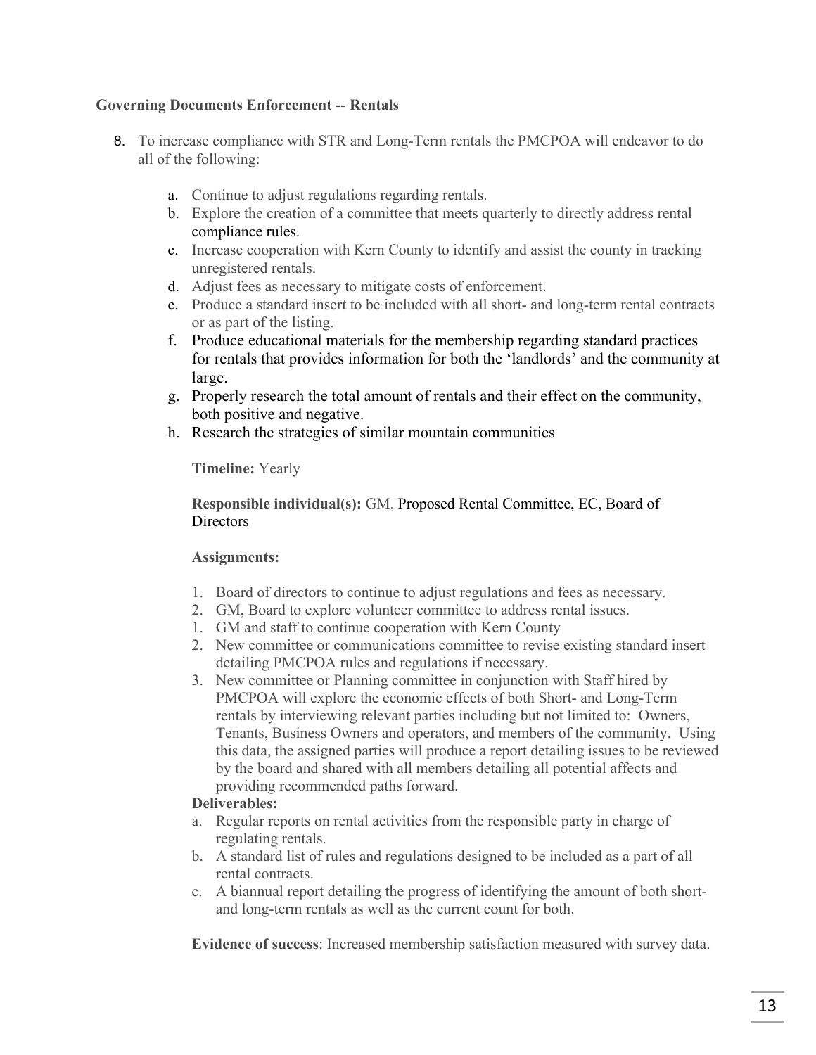**Governing Documents Enforcement -- Rentals**

8. To increase compliance with STR and Long-Term rentals the PMCPOA will endeavor to do all of the following:

   a. Continue to adjust regulations regarding rentals.
   b. Explore the creation of a committee that meets quarterly to directly address rental compliance rules.
   c. Increase cooperation with Kern County to identify and assist the county in tracking unregistered rentals.
   d. Adjust fees as necessary to mitigate costs of enforcement.
   e. Produce a standard insert to be included with all short- and long-term rental contracts or as part of the listing.
   f. Produce educational materials for the membership regarding standard practices for rentals that provides information for both the 'landlords' and the community at large.
   g. Properly research the total amount of rentals and their effect on the community, both positive and negative.
   h. Research the strategies of similar mountain communities

   **Timeline:** Yearly

   **Responsible individual(s):** GM, Proposed Rental Committee, EC, Board of Directors

   **Assignments:**

   1. Board of directors to continue to adjust regulations and fees as necessary.
   2. GM, Board to explore volunteer committee to address rental issues.
   1. GM and staff to continue cooperation with Kern County
   2. New committee or communications committee to revise existing standard insert detailing PMCPOA rules and regulations if necessary.
   3. New committee or Planning committee in conjunction with Staff hired by PMCPOA will explore the economic effects of both Short- and Long-Term rentals by interviewing relevant parties including but not limited to: Owners, Tenants, Business Owners and operators, and members of the community. Using this data, the assigned parties will produce a report detailing issues to be reviewed by the board and shared with all members detailing all potential affects and providing recommended paths forward.

   **Deliverables:**

   a. Regular reports on rental activities from the responsible party in charge of regulating rentals.
   b. A standard list of rules and regulations designed to be included as a part of all rental contracts.
   c. A biannual report detailing the progress of identifying the amount of both short- and long-term rentals as well as the current count for both.

   **Evidence of success**: Increased membership satisfaction measured with survey data.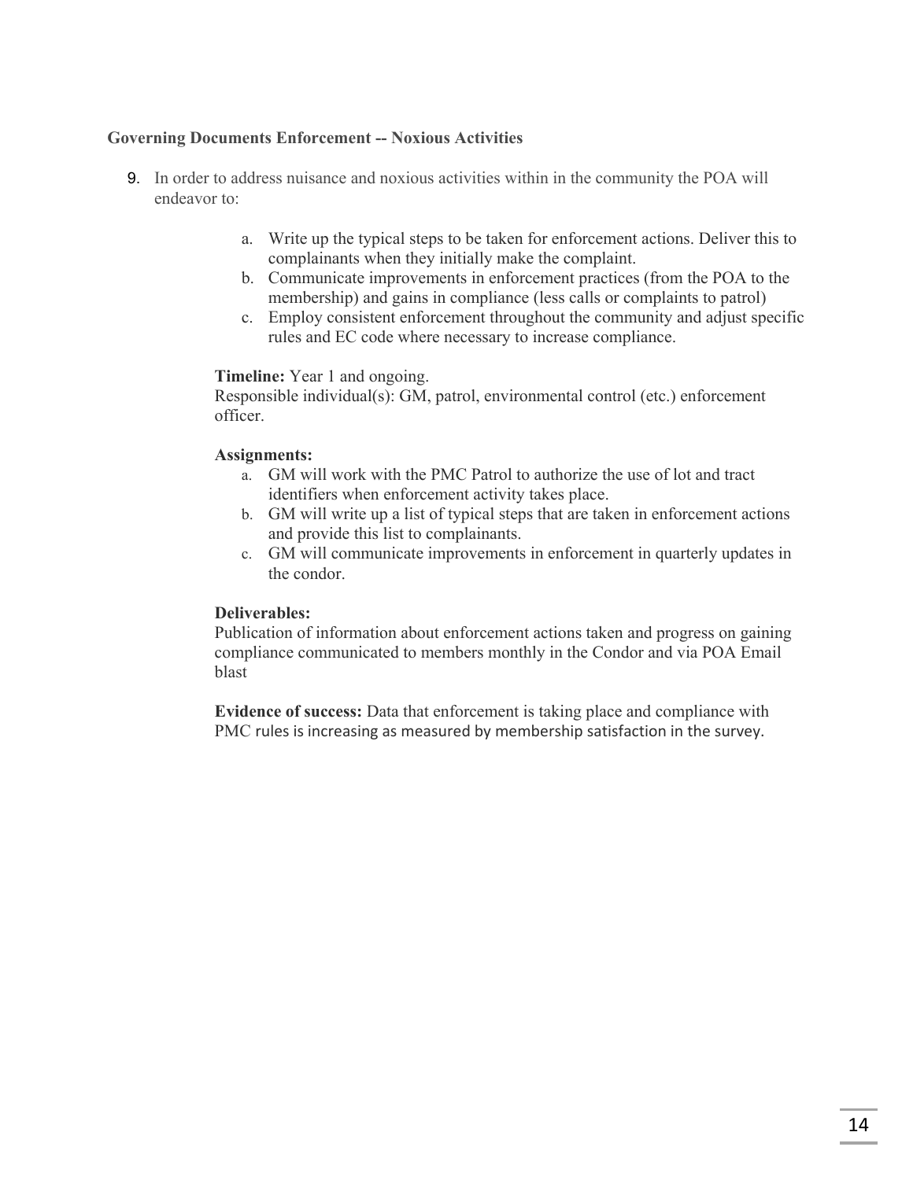**Governing Documents Enforcement -- Noxious Activities**

9. In order to address nuisance and noxious activities within in the community the POA will endeavor to:

   a. Write up the typical steps to be taken for enforcement actions. Deliver this to complainants when they initially make the complaint.
   b. Communicate improvements in enforcement practices (from the POA to the membership) and gains in compliance (less calls or complaints to patrol)
   c. Employ consistent enforcement throughout the community and adjust specific rules and EC code where necessary to increase compliance.

   **Timeline:** Year 1 and ongoing.
   Responsible individual(s): GM, patrol, environmental control (etc.) enforcement officer.

   **Assignments:**

   a. GM will work with the PMC Patrol to authorize the use of lot and tract identifiers when enforcement activity takes place.
   b. GM will write up a list of typical steps that are taken in enforcement actions and provide this list to complainants.
   c. GM will communicate improvements in enforcement in quarterly updates in the condor.

   **Deliverables:**
   Publication of information about enforcement actions taken and progress on gaining compliance communicated to members monthly in the Condor and via POA Email blast

   **Evidence of success:** Data that enforcement is taking place and compliance with PMC rules is increasing as measured by membership satisfaction in the survey.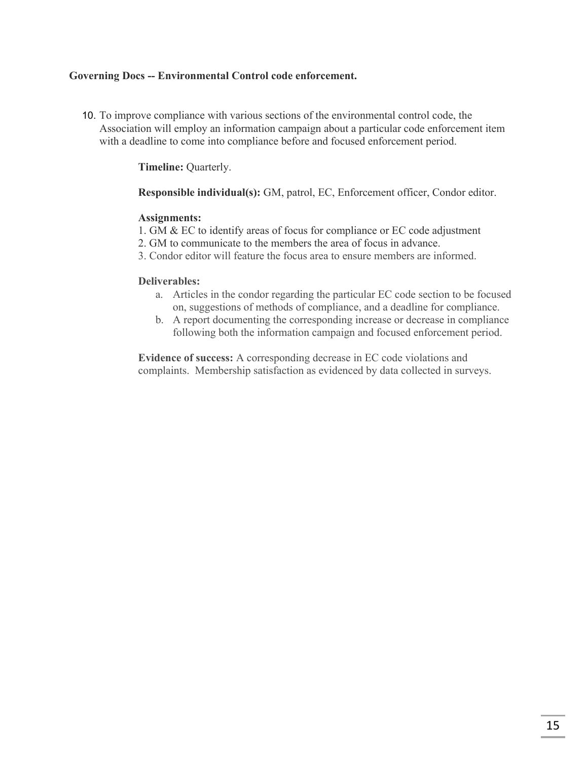**Governing Docs -- Environmental Control code enforcement.**

10. To improve compliance with various sections of the environmental control code, the Association will employ an information campaign about a particular code enforcement item with a deadline to come into compliance before and focused enforcement period.

    **Timeline:** Quarterly.

    **Responsible individual(s):** GM, patrol, EC, Enforcement officer, Condor editor.

    **Assignments:**
    1. GM & EC to identify areas of focus for compliance or EC code adjustment
    2. GM to communicate to the members the area of focus in advance.
    3. Condor editor will feature the focus area to ensure members are informed.

    **Deliverables:**
    a. Articles in the condor regarding the particular EC code section to be focused on, suggestions of methods of compliance, and a deadline for compliance.
    b. A report documenting the corresponding increase or decrease in compliance following both the information campaign and focused enforcement period.

    **Evidence of success:** A corresponding decrease in EC code violations and complaints. Membership satisfaction as evidenced by data collected in surveys.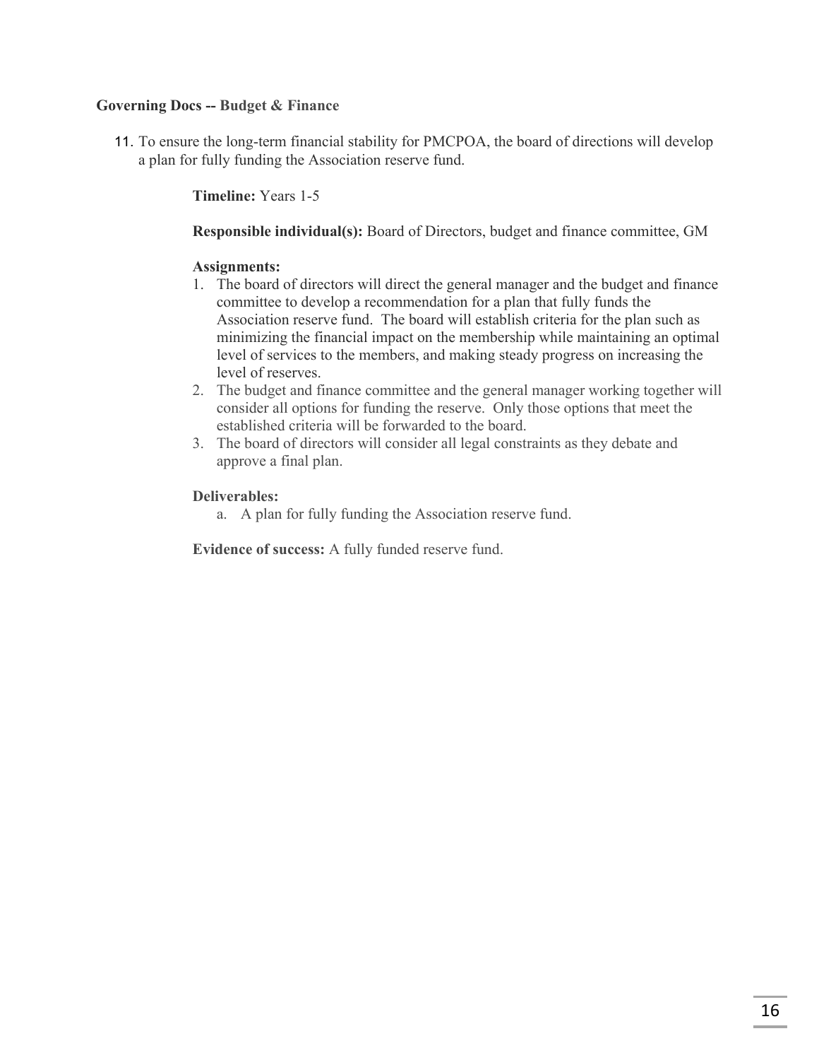**Governing Docs -- Budget & Finance**

11. To ensure the long-term financial stability for PMCPOA, the board of directions will develop a plan for fully funding the Association reserve fund.

**Timeline:** Years 1-5

**Responsible individual(s):** Board of Directors, budget and finance committee, GM

**Assignments:**

1. The board of directors will direct the general manager and the budget and finance committee to develop a recommendation for a plan that fully funds the Association reserve fund. The board will establish criteria for the plan such as minimizing the financial impact on the membership while maintaining an optimal level of services to the members, and making steady progress on increasing the level of reserves.
2. The budget and finance committee and the general manager working together will consider all options for funding the reserve. Only those options that meet the established criteria will be forwarded to the board.
3. The board of directors will consider all legal constraints as they debate and approve a final plan.

**Deliverables:**

a. A plan for fully funding the Association reserve fund.

**Evidence of success:** A fully funded reserve fund.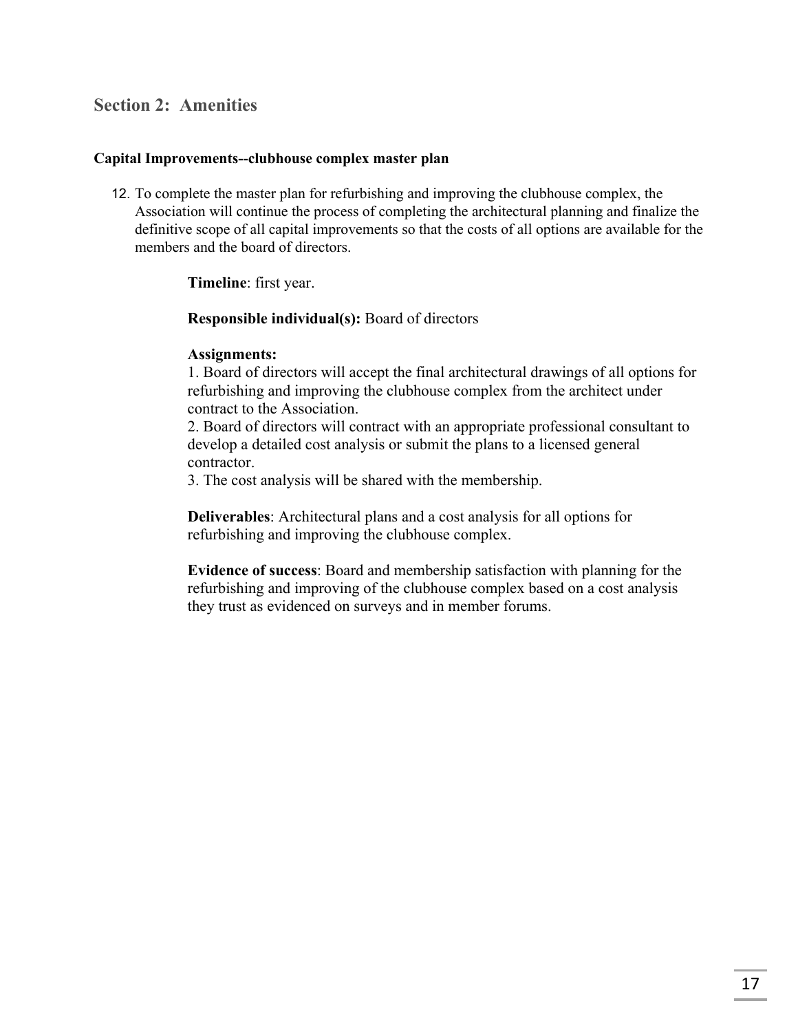## Section 2: Amenities

**Capital Improvements--clubhouse complex master plan**

12. To complete the master plan for refurbishing and improving the clubhouse complex, the Association will continue the process of completing the architectural planning and finalize the definitive scope of all capital improvements so that the costs of all options are available for the members and the board of directors.

    **Timeline**: first year.

    **Responsible individual(s):** Board of directors

    **Assignments:**
    1. Board of directors will accept the final architectural drawings of all options for refurbishing and improving the clubhouse complex from the architect under contract to the Association.
    2. Board of directors will contract with an appropriate professional consultant to develop a detailed cost analysis or submit the plans to a licensed general contractor.
    3. The cost analysis will be shared with the membership.

    **Deliverables**: Architectural plans and a cost analysis for all options for refurbishing and improving the clubhouse complex.

    **Evidence of success**: Board and membership satisfaction with planning for the refurbishing and improving of the clubhouse complex based on a cost analysis they trust as evidenced on surveys and in member forums.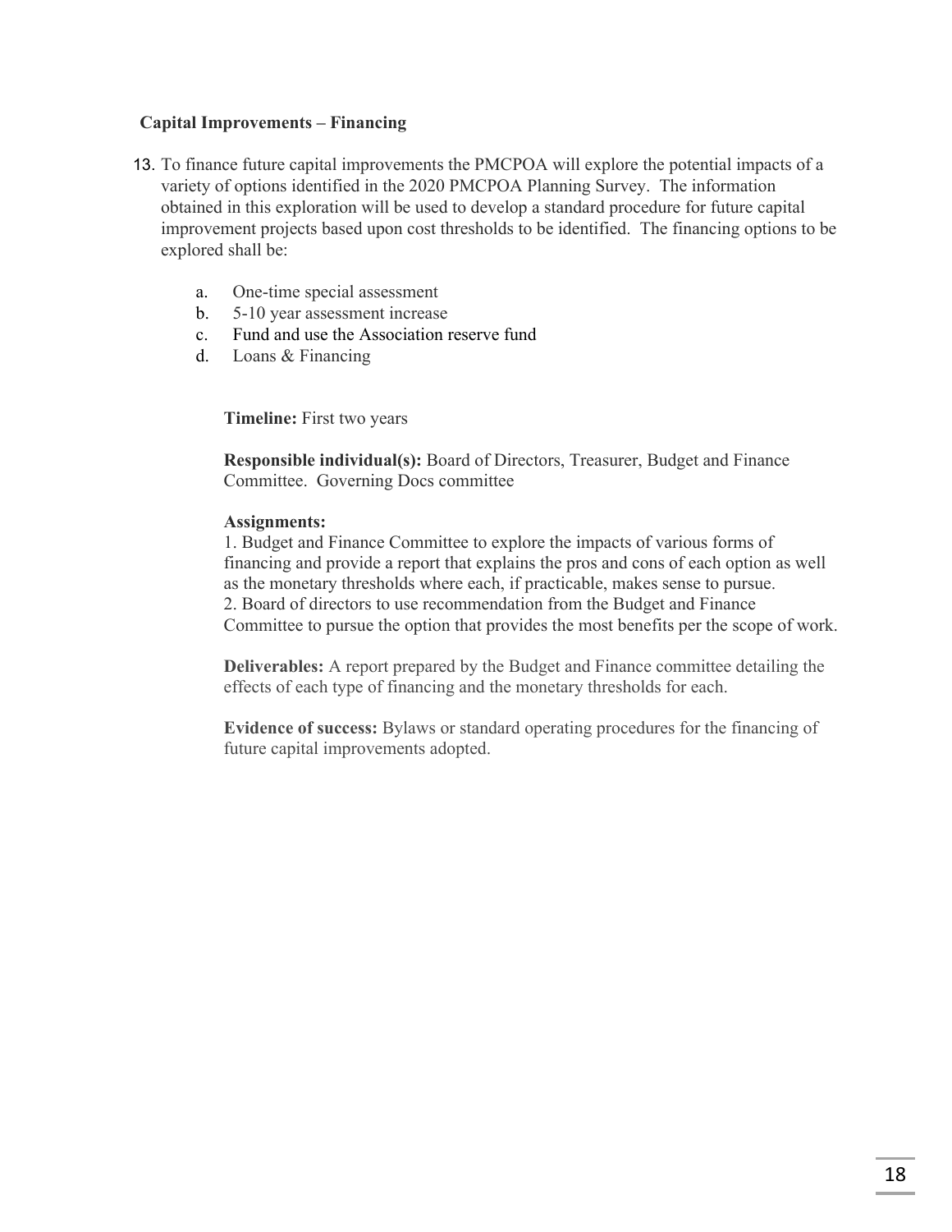### Capital Improvements – Financing

13. To finance future capital improvements the PMCPOA will explore the potential impacts of a variety of options identified in the 2020 PMCPOA Planning Survey. The information obtained in this exploration will be used to develop a standard procedure for future capital improvement projects based upon cost thresholds to be identified. The financing options to be explored shall be:

    a. One-time special assessment
    b. 5-10 year assessment increase
    c. Fund and use the Association reserve fund
    d. Loans & Financing

    **Timeline:** First two years

    **Responsible individual(s):** Board of Directors, Treasurer, Budget and Finance Committee. Governing Docs committee

    **Assignments:**
    1. Budget and Finance Committee to explore the impacts of various forms of financing and provide a report that explains the pros and cons of each option as well as the monetary thresholds where each, if practicable, makes sense to pursue.
    2. Board of directors to use recommendation from the Budget and Finance Committee to pursue the option that provides the most benefits per the scope of work.

    **Deliverables:** A report prepared by the Budget and Finance committee detailing the effects of each type of financing and the monetary thresholds for each.

    **Evidence of success:** Bylaws or standard operating procedures for the financing of future capital improvements adopted.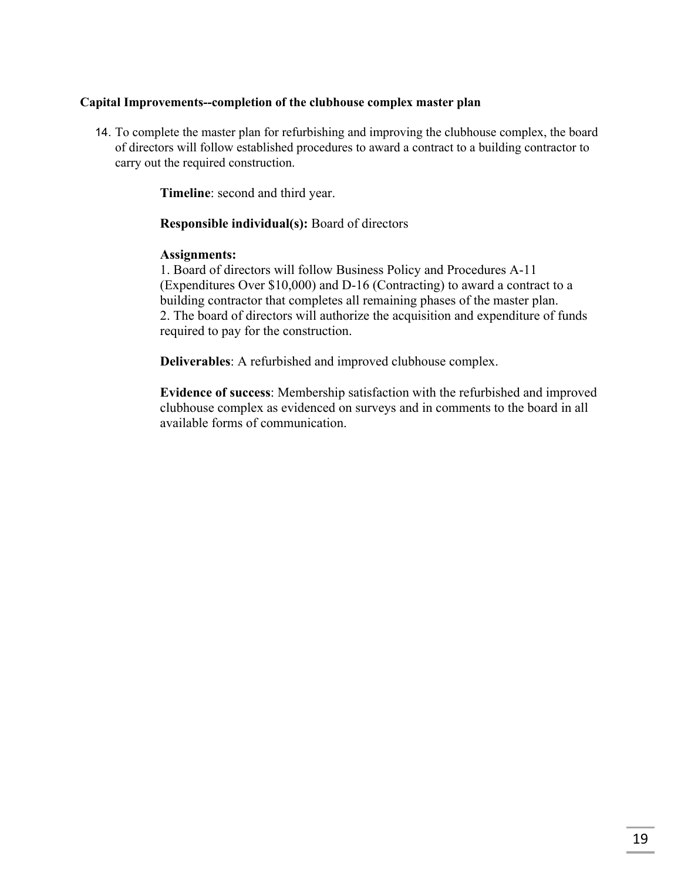**Capital Improvements--completion of the clubhouse complex master plan**

14. To complete the master plan for refurbishing and improving the clubhouse complex, the board of directors will follow established procedures to award a contract to a building contractor to carry out the required construction.

    **Timeline**: second and third year.

    **Responsible individual(s):** Board of directors

    **Assignments:**
    1. Board of directors will follow Business Policy and Procedures A-11 (Expenditures Over $10,000) and D-16 (Contracting) to award a contract to a building contractor that completes all remaining phases of the master plan.
    2. The board of directors will authorize the acquisition and expenditure of funds required to pay for the construction.

    **Deliverables**: A refurbished and improved clubhouse complex.

    **Evidence of success**: Membership satisfaction with the refurbished and improved clubhouse complex as evidenced on surveys and in comments to the board in all available forms of communication.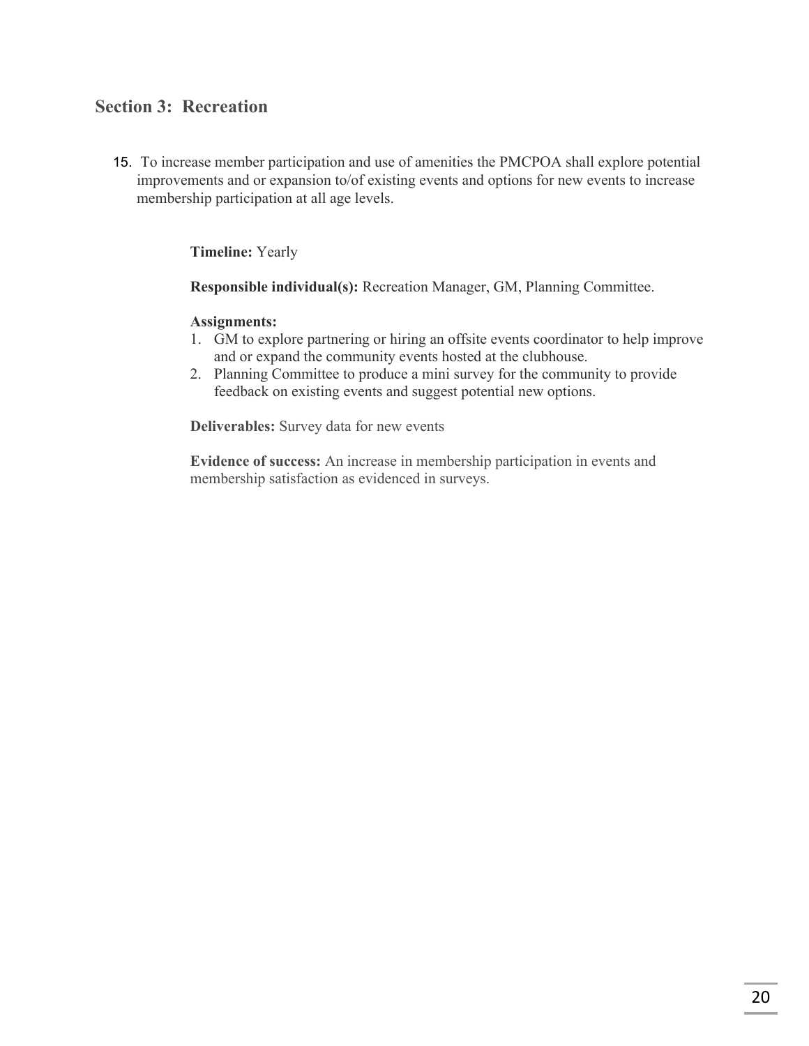## Section 3: Recreation

15. To increase member participation and use of amenities the PMCPOA shall explore potential improvements and or expansion to/of existing events and options for new events to increase membership participation at all age levels.

**Timeline:** Yearly

**Responsible individual(s):** Recreation Manager, GM, Planning Committee.

**Assignments:**

1. GM to explore partnering or hiring an offsite events coordinator to help improve and or expand the community events hosted at the clubhouse.
2. Planning Committee to produce a mini survey for the community to provide feedback on existing events and suggest potential new options.

**Deliverables:** Survey data for new events

**Evidence of success:** An increase in membership participation in events and membership satisfaction as evidenced in surveys.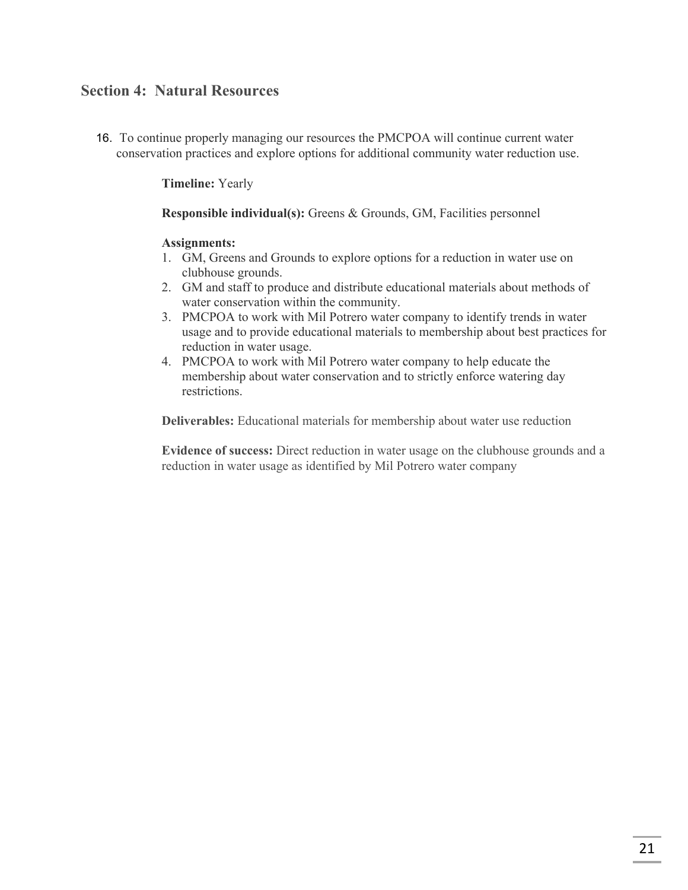## Section 4: Natural Resources

16. To continue properly managing our resources the PMCPOA will continue current water conservation practices and explore options for additional community water reduction use.

**Timeline:** Yearly

**Responsible individual(s):** Greens & Grounds, GM, Facilities personnel

**Assignments:**

1. GM, Greens and Grounds to explore options for a reduction in water use on clubhouse grounds.
2. GM and staff to produce and distribute educational materials about methods of water conservation within the community.
3. PMCPOA to work with Mil Potrero water company to identify trends in water usage and to provide educational materials to membership about best practices for reduction in water usage.
4. PMCPOA to work with Mil Potrero water company to help educate the membership about water conservation and to strictly enforce watering day restrictions.

**Deliverables:** Educational materials for membership about water use reduction

**Evidence of success:** Direct reduction in water usage on the clubhouse grounds and a reduction in water usage as identified by Mil Potrero water company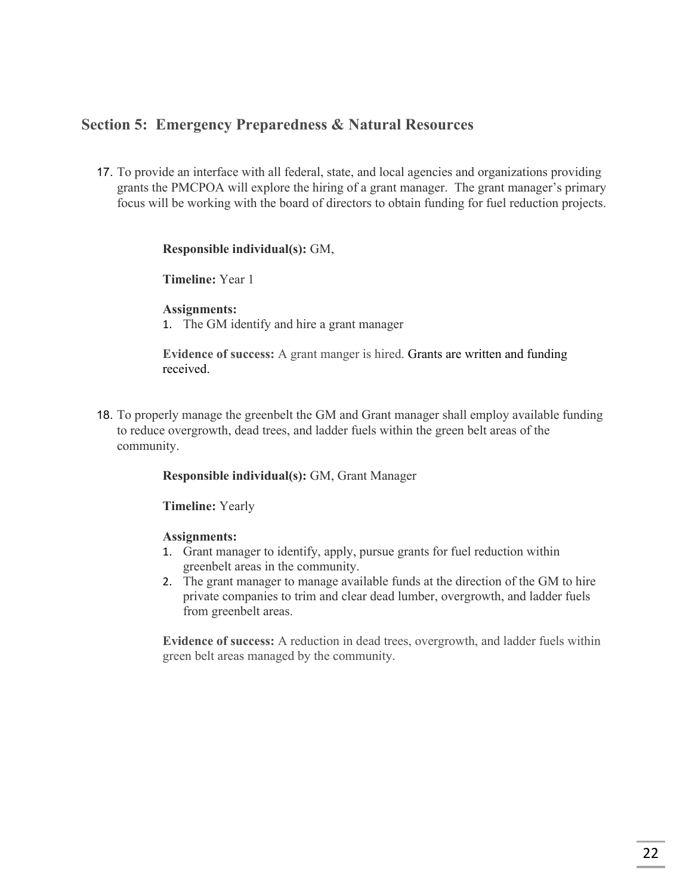## Section 5: Emergency Preparedness & Natural Resources

17. To provide an interface with all federal, state, and local agencies and organizations providing grants the PMCPOA will explore the hiring of a grant manager. The grant manager's primary focus will be working with the board of directors to obtain funding for fuel reduction projects.

    **Responsible individual(s):** GM,

    **Timeline:** Year 1

    **Assignments:**
    1. The GM identify and hire a grant manager

    **Evidence of success:** A grant manger is hired. Grants are written and funding received.

18. To properly manage the greenbelt the GM and Grant manager shall employ available funding to reduce overgrowth, dead trees, and ladder fuels within the green belt areas of the community.

    **Responsible individual(s):** GM, Grant Manager

    **Timeline:** Yearly

    **Assignments:**
    1. Grant manager to identify, apply, pursue grants for fuel reduction within greenbelt areas in the community.
    2. The grant manager to manage available funds at the direction of the GM to hire private companies to trim and clear dead lumber, overgrowth, and ladder fuels from greenbelt areas.

    **Evidence of success:** A reduction in dead trees, overgrowth, and ladder fuels within green belt areas managed by the community.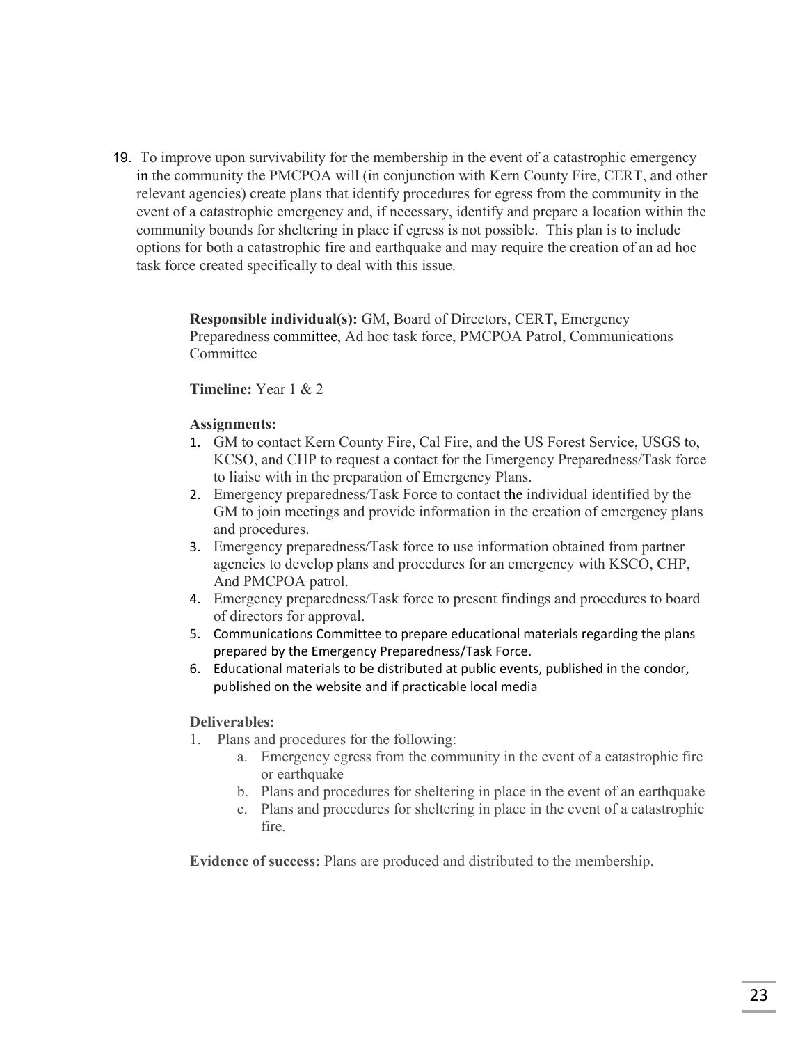19. To improve upon survivability for the membership in the event of a catastrophic emergency in the community the PMCPOA will (in conjunction with Kern County Fire, CERT, and other relevant agencies) create plans that identify procedures for egress from the community in the event of a catastrophic emergency and, if necessary, identify and prepare a location within the community bounds for sheltering in place if egress is not possible. This plan is to include options for both a catastrophic fire and earthquake and may require the creation of an ad hoc task force created specifically to deal with this issue.

**Responsible individual(s):** GM, Board of Directors, CERT, Emergency Preparedness committee, Ad hoc task force, PMCPOA Patrol, Communications Committee

**Timeline:** Year 1 & 2

**Assignments:**

1. GM to contact Kern County Fire, Cal Fire, and the US Forest Service, USGS to, KCSO, and CHP to request a contact for the Emergency Preparedness/Task force to liaise with in the preparation of Emergency Plans.
2. Emergency preparedness/Task Force to contact the individual identified by the GM to join meetings and provide information in the creation of emergency plans and procedures.
3. Emergency preparedness/Task force to use information obtained from partner agencies to develop plans and procedures for an emergency with KSCO, CHP, And PMCPOA patrol.
4. Emergency preparedness/Task force to present findings and procedures to board of directors for approval.
5. Communications Committee to prepare educational materials regarding the plans prepared by the Emergency Preparedness/Task Force.
6. Educational materials to be distributed at public events, published in the condor, published on the website and if practicable local media

**Deliverables:**

1. Plans and procedures for the following:
   a. Emergency egress from the community in the event of a catastrophic fire or earthquake
   b. Plans and procedures for sheltering in place in the event of an earthquake
   c. Plans and procedures for sheltering in place in the event of a catastrophic fire.

**Evidence of success:** Plans are produced and distributed to the membership.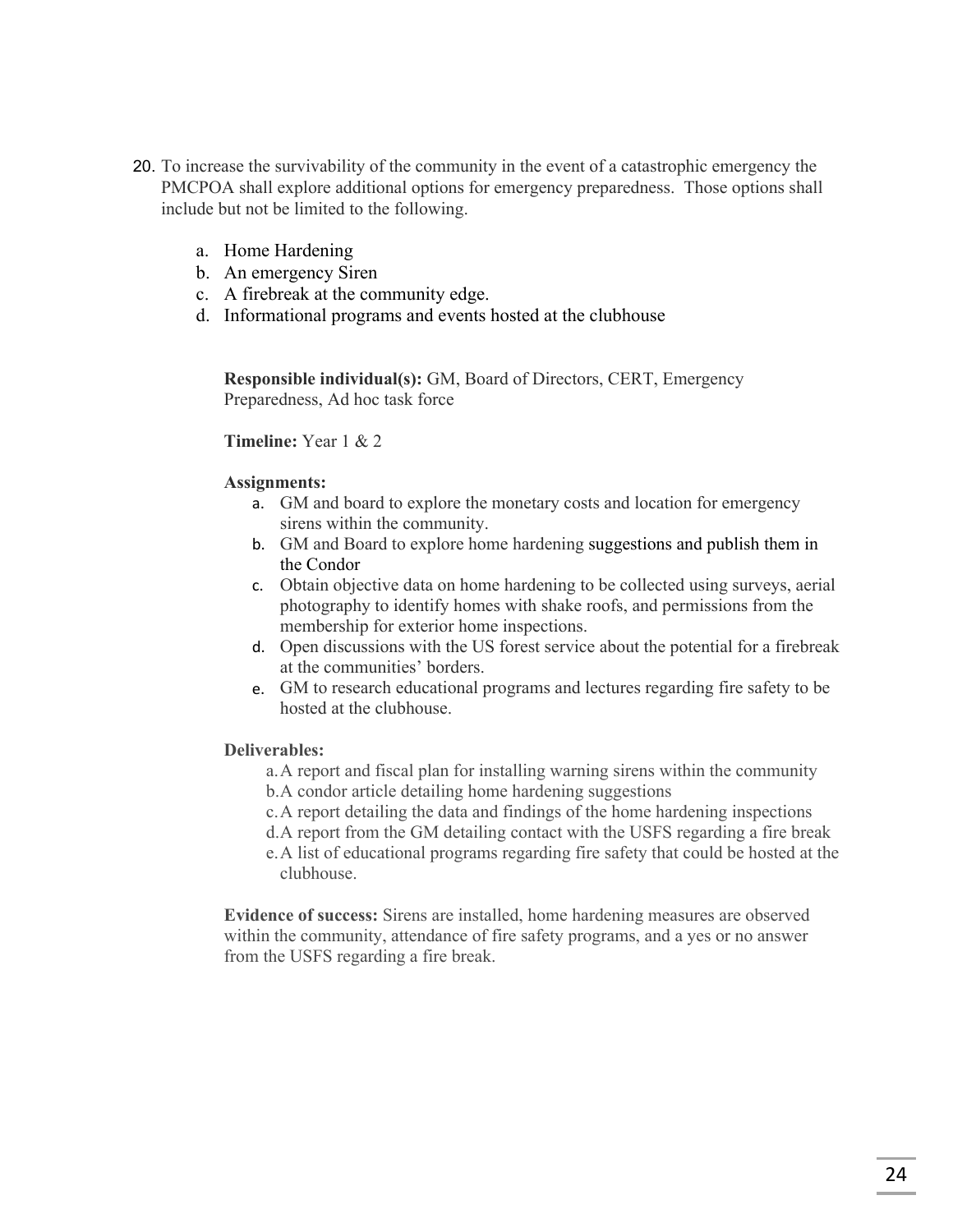20. To increase the survivability of the community in the event of a catastrophic emergency the PMCPOA shall explore additional options for emergency preparedness. Those options shall include but not be limited to the following.

    a. Home Hardening
    b. An emergency Siren
    c. A firebreak at the community edge.
    d. Informational programs and events hosted at the clubhouse

    **Responsible individual(s):** GM, Board of Directors, CERT, Emergency Preparedness, Ad hoc task force

    **Timeline:** Year 1 & 2

    **Assignments:**

    a. GM and board to explore the monetary costs and location for emergency sirens within the community.
    b. GM and Board to explore home hardening suggestions and publish them in the Condor
    c. Obtain objective data on home hardening to be collected using surveys, aerial photography to identify homes with shake roofs, and permissions from the membership for exterior home inspections.
    d. Open discussions with the US forest service about the potential for a firebreak at the communities' borders.
    e. GM to research educational programs and lectures regarding fire safety to be hosted at the clubhouse.

    **Deliverables:**

    a. A report and fiscal plan for installing warning sirens within the community
    b. A condor article detailing home hardening suggestions
    c. A report detailing the data and findings of the home hardening inspections
    d. A report from the GM detailing contact with the USFS regarding a fire break
    e. A list of educational programs regarding fire safety that could be hosted at the clubhouse.

    **Evidence of success:** Sirens are installed, home hardening measures are observed within the community, attendance of fire safety programs, and a yes or no answer from the USFS regarding a fire break.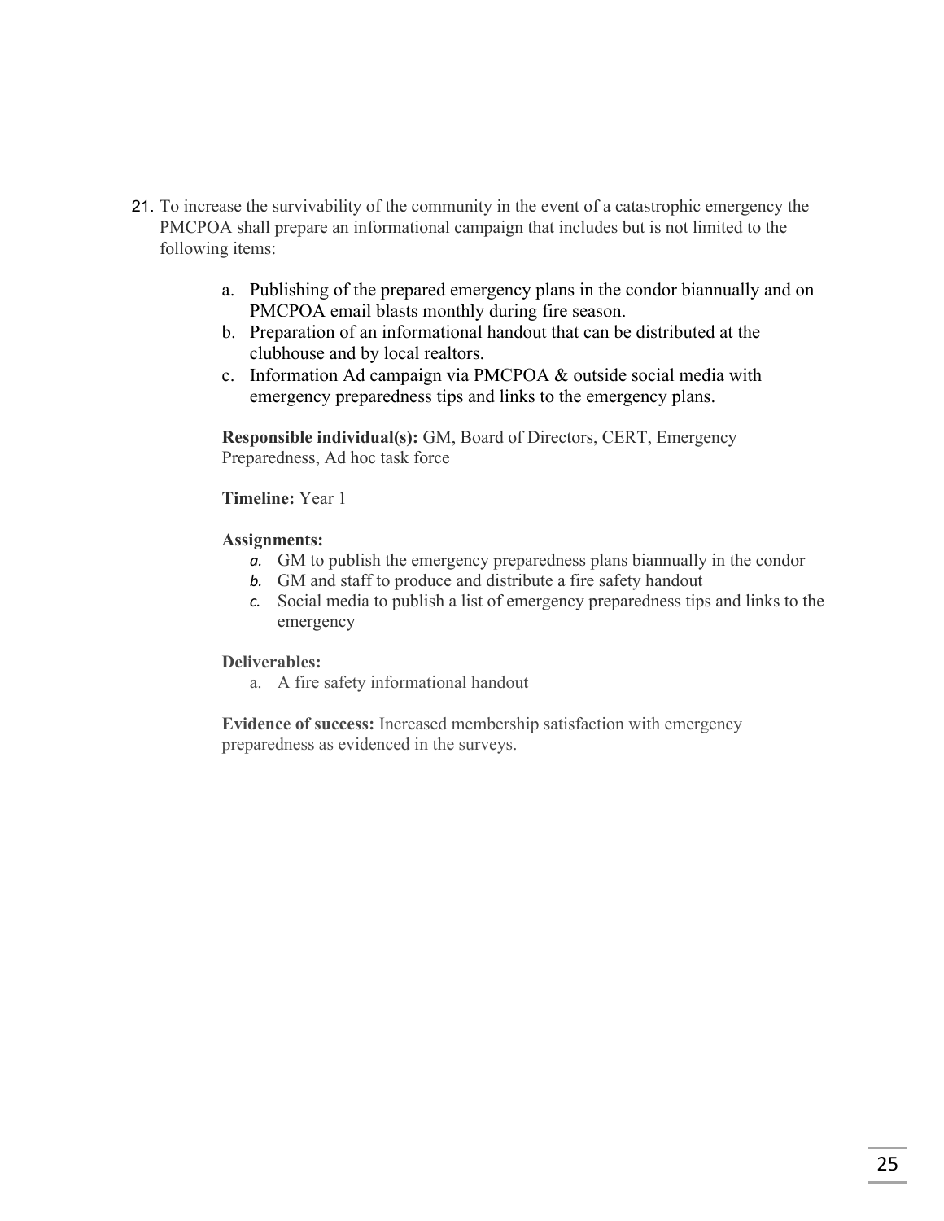21. To increase the survivability of the community in the event of a catastrophic emergency the PMCPOA shall prepare an informational campaign that includes but is not limited to the following items:

    a. Publishing of the prepared emergency plans in the condor biannually and on PMCPOA email blasts monthly during fire season.
    b. Preparation of an informational handout that can be distributed at the clubhouse and by local realtors.
    c. Information Ad campaign via PMCPOA & outside social media with emergency preparedness tips and links to the emergency plans.

    **Responsible individual(s):** GM, Board of Directors, CERT, Emergency Preparedness, Ad hoc task force

    **Timeline:** Year 1

    **Assignments:**

    *a.* GM to publish the emergency preparedness plans biannually in the condor
    *b.* GM and staff to produce and distribute a fire safety handout
    *c.* Social media to publish a list of emergency preparedness tips and links to the emergency

    **Deliverables:**

    a. A fire safety informational handout

    **Evidence of success:** Increased membership satisfaction with emergency preparedness as evidenced in the surveys.